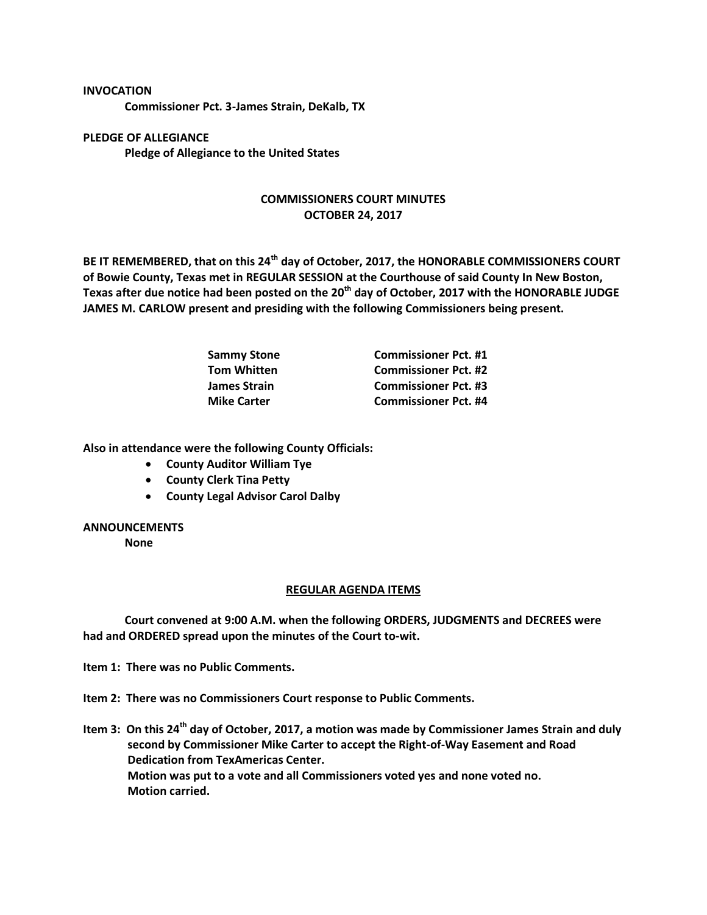**INVOCATION**

**Commissioner Pct. 3-James Strain, DeKalb, TX**

**PLEDGE OF ALLEGIANCE**

**Pledge of Allegiance to the United States**

## COMMISSIONERS COURT MINUTES
## OCTOBER 24, 2017

**BE IT REMEMBERED, that on this 24th day of October, 2017, the HONORABLE COMMISSIONERS COURT of Bowie County, Texas met in REGULAR SESSION at the Courthouse of said County In New Boston, Texas after due notice had been posted on the 20th day of October, 2017 with the HONORABLE JUDGE JAMES M. CARLOW present and presiding with the following Commissioners being present.**

| | |
|---|---|
| **Sammy Stone** | **Commissioner Pct. #1** |
| **Tom Whitten** | **Commissioner Pct. #2** |
| **James Strain** | **Commissioner Pct. #3** |
| **Mike Carter** | **Commissioner Pct. #4** |

**Also in attendance were the following County Officials:**

- **County Auditor William Tye**
- **County Clerk Tina Petty**
- **County Legal Advisor Carol Dalby**

**ANNOUNCEMENTS**

**None**

### REGULAR AGENDA ITEMS

**Court convened at 9:00 A.M. when the following ORDERS, JUDGMENTS and DECREES were had and ORDERED spread upon the minutes of the Court to-wit.**

**Item 1: There was no Public Comments.**

**Item 2: There was no Commissioners Court response to Public Comments.**

**Item 3: On this 24th day of October, 2017, a motion was made by Commissioner James Strain and duly second by Commissioner Mike Carter to accept the Right-of-Way Easement and Road Dedication from TexAmericas Center.**
**Motion was put to a vote and all Commissioners voted yes and none voted no.**
**Motion carried.**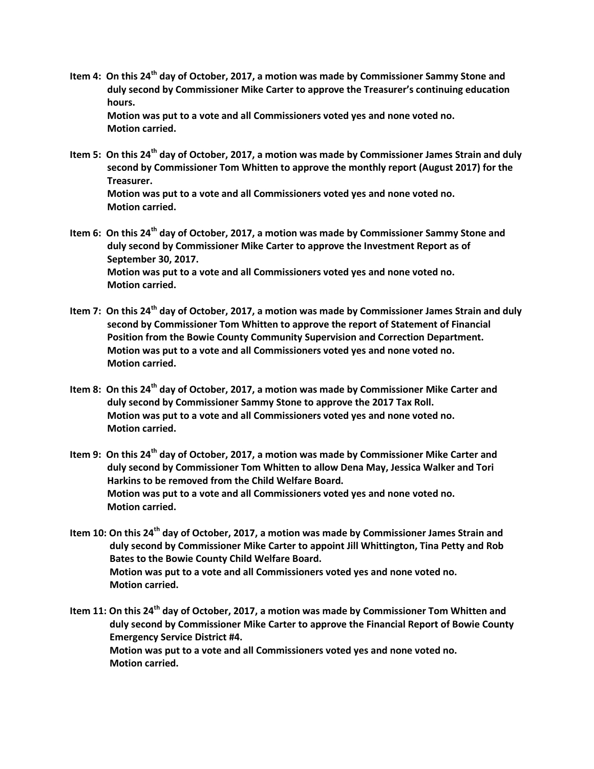**Item 4: On this 24th day of October, 2017, a motion was made by Commissioner Sammy Stone and duly second by Commissioner Mike Carter to approve the Treasurer's continuing education hours.**
**Motion was put to a vote and all Commissioners voted yes and none voted no.**
**Motion carried.**

**Item 5: On this 24th day of October, 2017, a motion was made by Commissioner James Strain and duly second by Commissioner Tom Whitten to approve the monthly report (August 2017) for the Treasurer.**
**Motion was put to a vote and all Commissioners voted yes and none voted no.**
**Motion carried.**

**Item 6: On this 24th day of October, 2017, a motion was made by Commissioner Sammy Stone and duly second by Commissioner Mike Carter to approve the Investment Report as of September 30, 2017.**
**Motion was put to a vote and all Commissioners voted yes and none voted no.**
**Motion carried.**

**Item 7: On this 24th day of October, 2017, a motion was made by Commissioner James Strain and duly second by Commissioner Tom Whitten to approve the report of Statement of Financial Position from the Bowie County Community Supervision and Correction Department.**
**Motion was put to a vote and all Commissioners voted yes and none voted no.**
**Motion carried.**

**Item 8: On this 24th day of October, 2017, a motion was made by Commissioner Mike Carter and duly second by Commissioner Sammy Stone to approve the 2017 Tax Roll.**
**Motion was put to a vote and all Commissioners voted yes and none voted no.**
**Motion carried.**

**Item 9: On this 24th day of October, 2017, a motion was made by Commissioner Mike Carter and duly second by Commissioner Tom Whitten to allow Dena May, Jessica Walker and Tori Harkins to be removed from the Child Welfare Board.**
**Motion was put to a vote and all Commissioners voted yes and none voted no.**
**Motion carried.**

**Item 10: On this 24th day of October, 2017, a motion was made by Commissioner James Strain and duly second by Commissioner Mike Carter to appoint Jill Whittington, Tina Petty and Rob Bates to the Bowie County Child Welfare Board.**
**Motion was put to a vote and all Commissioners voted yes and none voted no.**
**Motion carried.**

**Item 11: On this 24th day of October, 2017, a motion was made by Commissioner Tom Whitten and duly second by Commissioner Mike Carter to approve the Financial Report of Bowie County Emergency Service District #4.**
**Motion was put to a vote and all Commissioners voted yes and none voted no.**
**Motion carried.**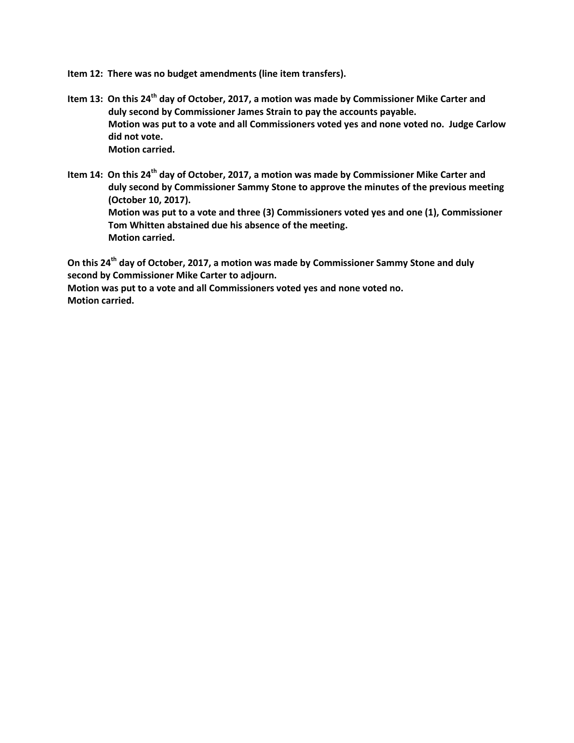**Item 12: There was no budget amendments (line item transfers).**

**Item 13: On this 24th day of October, 2017, a motion was made by Commissioner Mike Carter and duly second by Commissioner James Strain to pay the accounts payable.**
**Motion was put to a vote and all Commissioners voted yes and none voted no. Judge Carlow did not vote.**
**Motion carried.**

**Item 14: On this 24th day of October, 2017, a motion was made by Commissioner Mike Carter and duly second by Commissioner Sammy Stone to approve the minutes of the previous meeting (October 10, 2017).**
**Motion was put to a vote and three (3) Commissioners voted yes and one (1), Commissioner Tom Whitten abstained due his absence of the meeting.**
**Motion carried.**

**On this 24th day of October, 2017, a motion was made by Commissioner Sammy Stone and duly second by Commissioner Mike Carter to adjourn.**
**Motion was put to a vote and all Commissioners voted yes and none voted no.**
**Motion carried.**